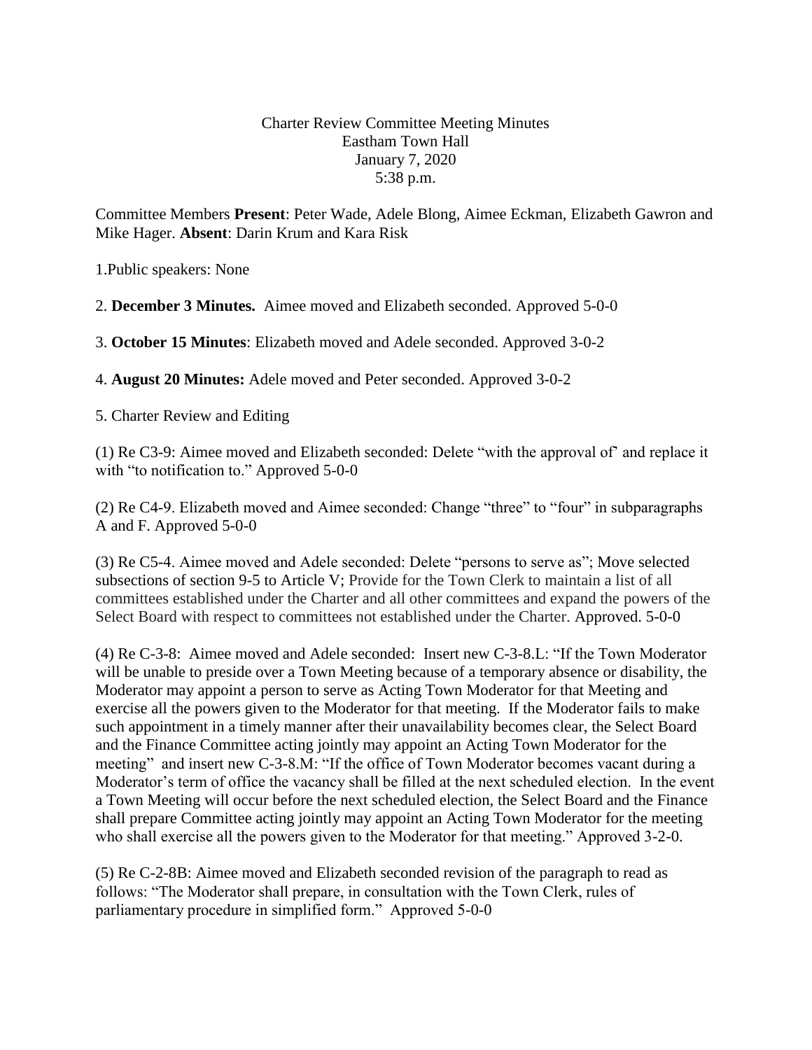Charter Review Committee Meeting Minutes
Eastham Town Hall
January 7, 2020
5:38 p.m.

Committee Members **Present**: Peter Wade, Adele Blong, Aimee Eckman, Elizabeth Gawron and Mike Hager. **Absent**: Darin Krum and Kara Risk

1.Public speakers: None

2. **December 3 Minutes.** Aimee moved and Elizabeth seconded. Approved 5-0-0

3. **October 15 Minutes**: Elizabeth moved and Adele seconded. Approved 3-0-2

4. **August 20 Minutes:** Adele moved and Peter seconded. Approved 3-0-2

5. Charter Review and Editing

(1) Re C3-9: Aimee moved and Elizabeth seconded: Delete "with the approval of' and replace it with "to notification to." Approved 5-0-0

(2) Re C4-9. Elizabeth moved and Aimee seconded: Change "three" to "four" in subparagraphs A and F. Approved 5-0-0

(3) Re C5-4. Aimee moved and Adele seconded: Delete "persons to serve as"; Move selected subsections of section 9-5 to Article V; Provide for the Town Clerk to maintain a list of all committees established under the Charter and all other committees and expand the powers of the Select Board with respect to committees not established under the Charter. Approved. 5-0-0

(4) Re C-3-8: Aimee moved and Adele seconded: Insert new C-3-8.L: "If the Town Moderator will be unable to preside over a Town Meeting because of a temporary absence or disability, the Moderator may appoint a person to serve as Acting Town Moderator for that Meeting and exercise all the powers given to the Moderator for that meeting. If the Moderator fails to make such appointment in a timely manner after their unavailability becomes clear, the Select Board and the Finance Committee acting jointly may appoint an Acting Town Moderator for the meeting" and insert new C-3-8.M: "If the office of Town Moderator becomes vacant during a Moderator's term of office the vacancy shall be filled at the next scheduled election. In the event a Town Meeting will occur before the next scheduled election, the Select Board and the Finance shall prepare Committee acting jointly may appoint an Acting Town Moderator for the meeting who shall exercise all the powers given to the Moderator for that meeting." Approved 3-2-0.

(5) Re C-2-8B: Aimee moved and Elizabeth seconded revision of the paragraph to read as follows: "The Moderator shall prepare, in consultation with the Town Clerk, rules of parliamentary procedure in simplified form." Approved 5-0-0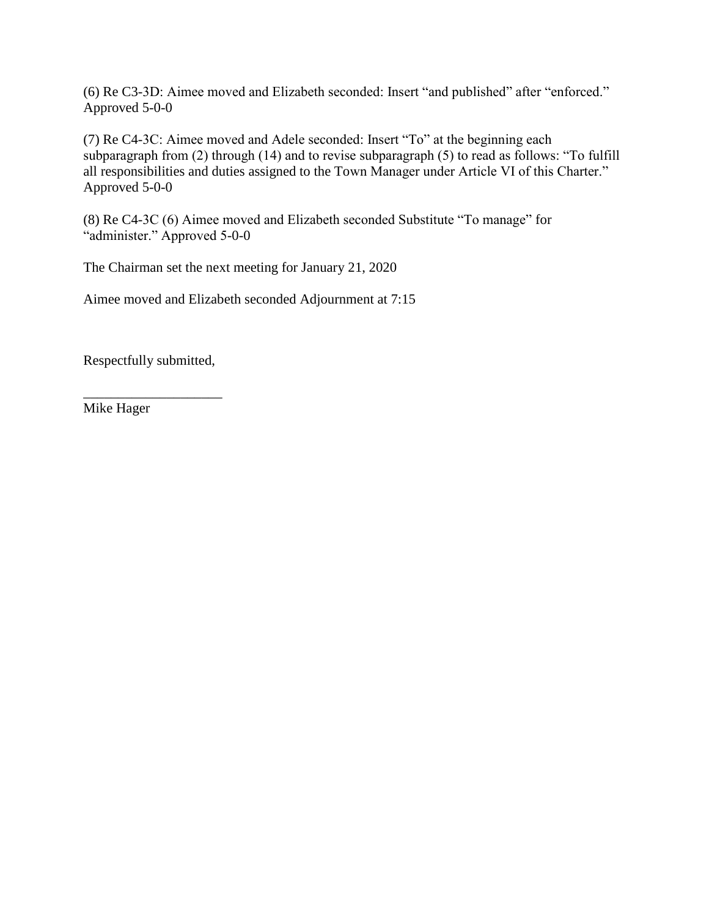(6) Re C3-3D: Aimee moved and Elizabeth seconded: Insert "and published" after "enforced." Approved 5-0-0

(7) Re C4-3C: Aimee moved and Adele seconded: Insert "To" at the beginning each subparagraph from (2) through (14) and to revise subparagraph (5) to read as follows: "To fulfill all responsibilities and duties assigned to the Town Manager under Article VI of this Charter." Approved 5-0-0

(8) Re C4-3C (6) Aimee moved and Elizabeth seconded Substitute "To manage" for "administer." Approved 5-0-0

The Chairman set the next meeting for January 21, 2020

Aimee moved and Elizabeth seconded Adjournment at 7:15

Respectfully submitted,

____________________

Mike Hager